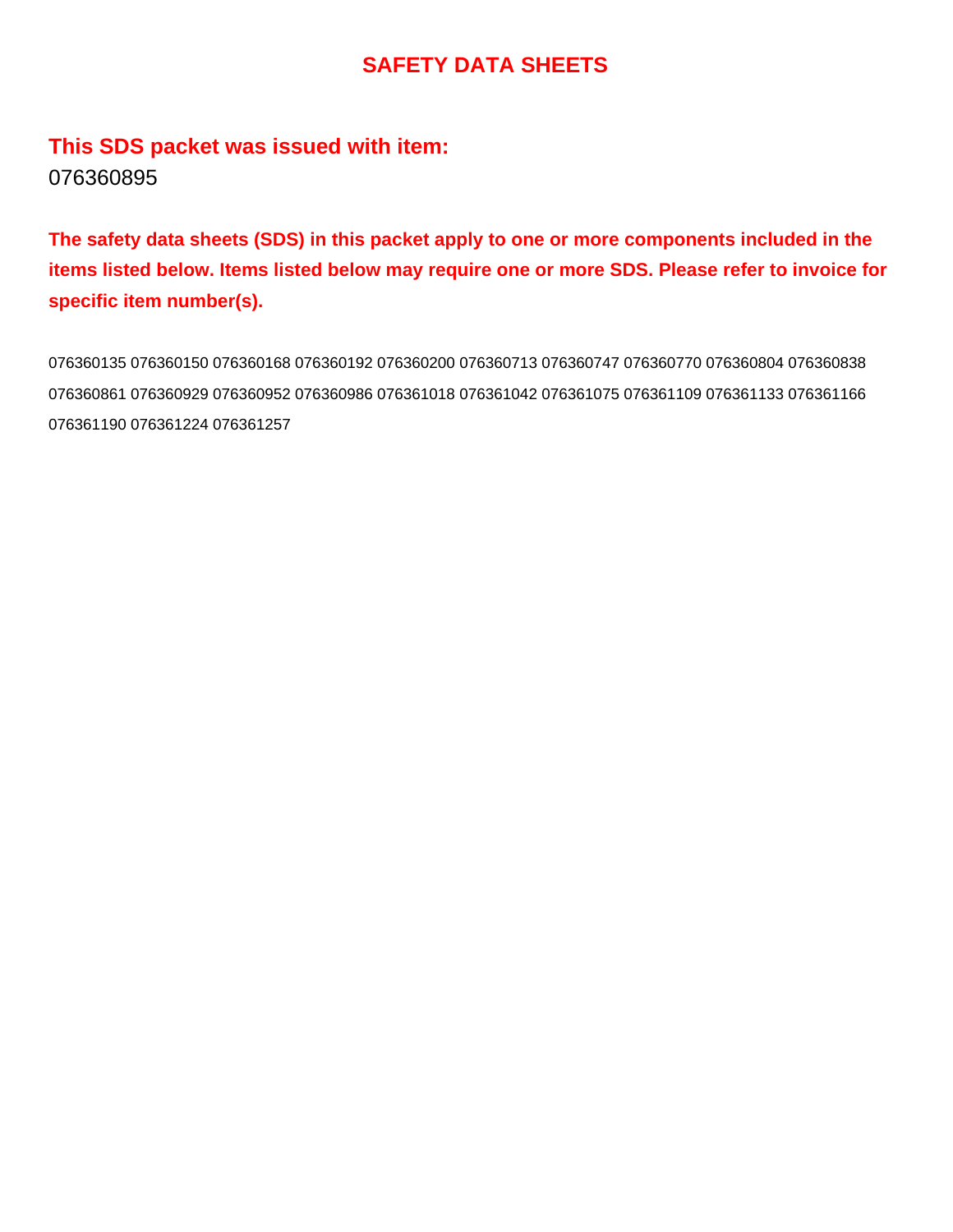# SAFETY DATA SHEETS

## This SDS packet was issued with item:

076360895

**The safety data sheets (SDS) in this packet apply to one or more components included in the items listed below. Items listed below may require one or more SDS. Please refer to invoice for specific item number(s).**

076360135 076360150 076360168 076360192 076360200 076360713 076360747 076360770 076360804 076360838 076360861 076360929 076360952 076360986 076361018 076361042 076361075 076361109 076361133 076361166 076361190 076361224 076361257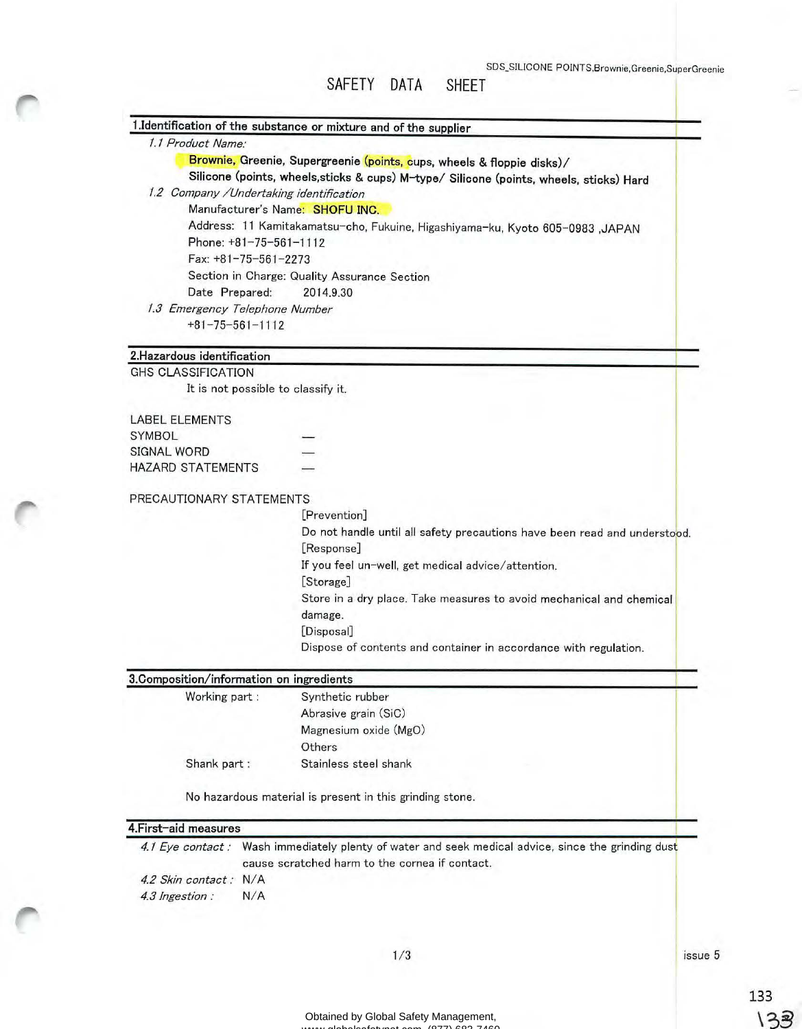SDS_SILICONE POINTS,Brownie,Greenie,SuperGreenie

# SAFETY DATA SHEET

## 1.Identification of the substance or mixture and of the supplier

*1.1 Product Name:*

Brownie, Greenie, Supergreenie (points, cups, wheels & floppie disks)/
Silicone (points, wheels,sticks & cups) M-type/ Silicone (points, wheels, sticks) Hard

*1.2 Company /Undertaking identification*

Manufacturer's Name: SHOFU INC.
Address: 11 Kamitakamatsu-cho, Fukuine, Higashiyama-ku, Kyoto 605-0983 ,JAPAN
Phone: +81-75-561-1112
Fax: +81-75-561-2273
Section in Charge: Quality Assurance Section
Date Prepared: 2014.9.30

*1.3 Emergency Telephone Number*

+81-75-561-1112

## 2.Hazardous identification

GHS CLASSIFICATION

It is not possible to classify it.

LABEL ELEMENTS

| | |
|---|---|
| SYMBOL | — |
| SIGNAL WORD | — |
| HAZARD STATEMENTS | — |

PRECAUTIONARY STATEMENTS

[Prevention]
Do not handle until all safety precautions have been read and understood.
[Response]
If you feel un-well, get medical advice/attention.
[Storage]
Store in a dry place. Take measures to avoid mechanical and chemical damage.
[Disposal]
Dispose of contents and container in accordance with regulation.

## 3.Composition/information on ingredients

| | |
|---|---|
| Working part : | Synthetic rubber |
| | Abrasive grain (SiC) |
| | Magnesium oxide (MgO) |
| | Others |
| Shank part : | Stainless steel shank |

No hazardous material is present in this grinding stone.

## 4.First-aid measures

*4.1 Eye contact :* Wash immediately plenty of water and seek medical advice, since the grinding dust cause scratched harm to the cornea if contact.

*4.2 Skin contact :* N/A

*4.3 Ingestion :* N/A

issue 5

Obtained by Global Safety Management,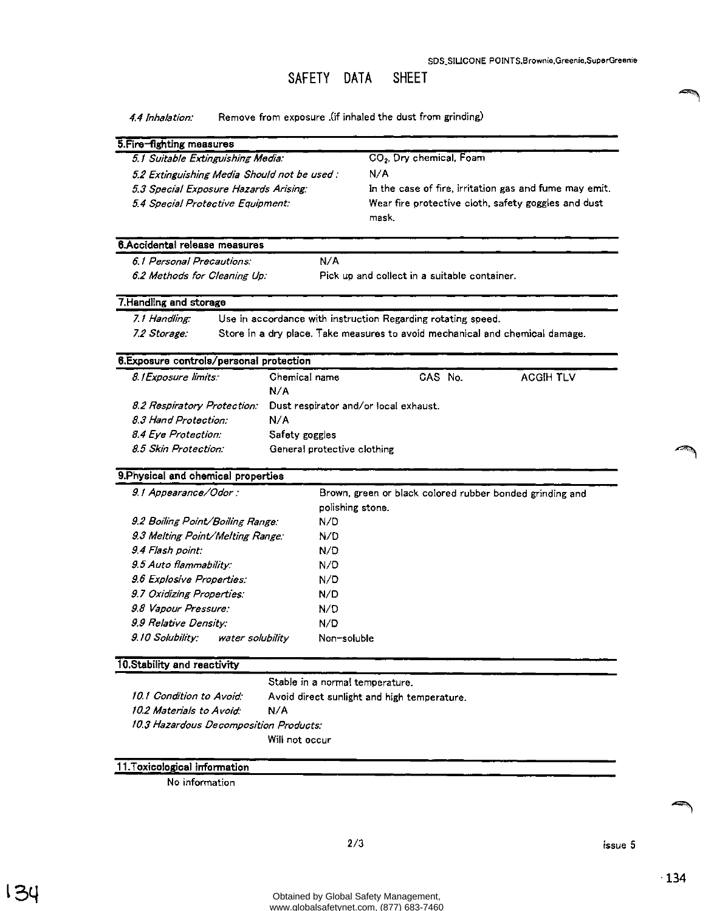SDS_SILICONE POINTS,Brownie,Greenie,SuperGreenie

# SAFETY DATA SHEET

*4.4 Inhalation:* Remove from exposure .(if inhaled the dust from grinding)

## 5.Fire-fighting measures

| | |
|---|---|
| *5.1 Suitable Extinguishing Media:* | $CO_2$, Dry chemical, Foam |
| *5.2 Extinguishing Media Should not be used :* | N/A |
| *5.3 Special Exposure Hazards Arising:* | In the case of fire, irritation gas and fume may emit. |
| *5.4 Special Protective Equipment:* | Wear fire protective cloth, safety goggles and dust mask. |

## 6.Accidental release measures

| | |
|---|---|
| *6.1 Personal Precautions:* | N/A |
| *6.2 Methods for Cleaning Up:* | Pick up and collect in a suitable container. |

## 7.Handling and storage

| | |
|---|---|
| *7.1 Handling:* | Use in accordance with instruction Regarding rotating speed. |
| *7.2 Storage:* | Store in a dry place. Take measures to avoid mechanical and chemical damage. |

## 8.Exposure controls/personal protection

| | | | |
|---|---|---|---|
| *8.1Exposure limits:* | Chemical name | CAS No. | ACGIH TLV |
| | N/A | | |
| *8.2 Respiratory Protection:* | Dust respirator and/or local exhaust. | | |
| *8.3 Hand Protection:* | N/A | | |
| *8.4 Eye Protection:* | Safety goggles | | |
| *8.5 Skin Protection:* | General protective clothing | | |

## 9.Physical and chemical properties

| | |
|---|---|
| *9.1 Appearance/Odor :* | Brown, green or black colored rubber bonded grinding and polishing stone. |
| *9.2 Boiling Point/Boiling Range:* | N/D |
| *9.3 Melting Point/Melting Range:* | N/D |
| *9.4 Flash point:* | N/D |
| *9.5 Auto flammability:* | N/D |
| *9.6 Explosive Properties:* | N/D |
| *9.7 Oxidizing Properties:* | N/D |
| *9.8 Vapour Pressure:* | N/D |
| *9.9 Relative Density:* | N/D |
| *9.10 Solubility: water solubility* | Non-soluble |

## 10.Stability and reactivity

| | |
|---|---|
| | Stable in a normal temperature. |
| *10.1 Condition to Avoid:* | Avoid direct sunlight and high temperature. |
| *10.2 Materials to Avoid:* | N/A |
| *10.3 Hazardous Decomposition Products:* | Will not occur |

## 11.Toxicological information

No information

issue 5

Obtained by Global Safety Management, www.globalsafetynet.com, (877) 683-7460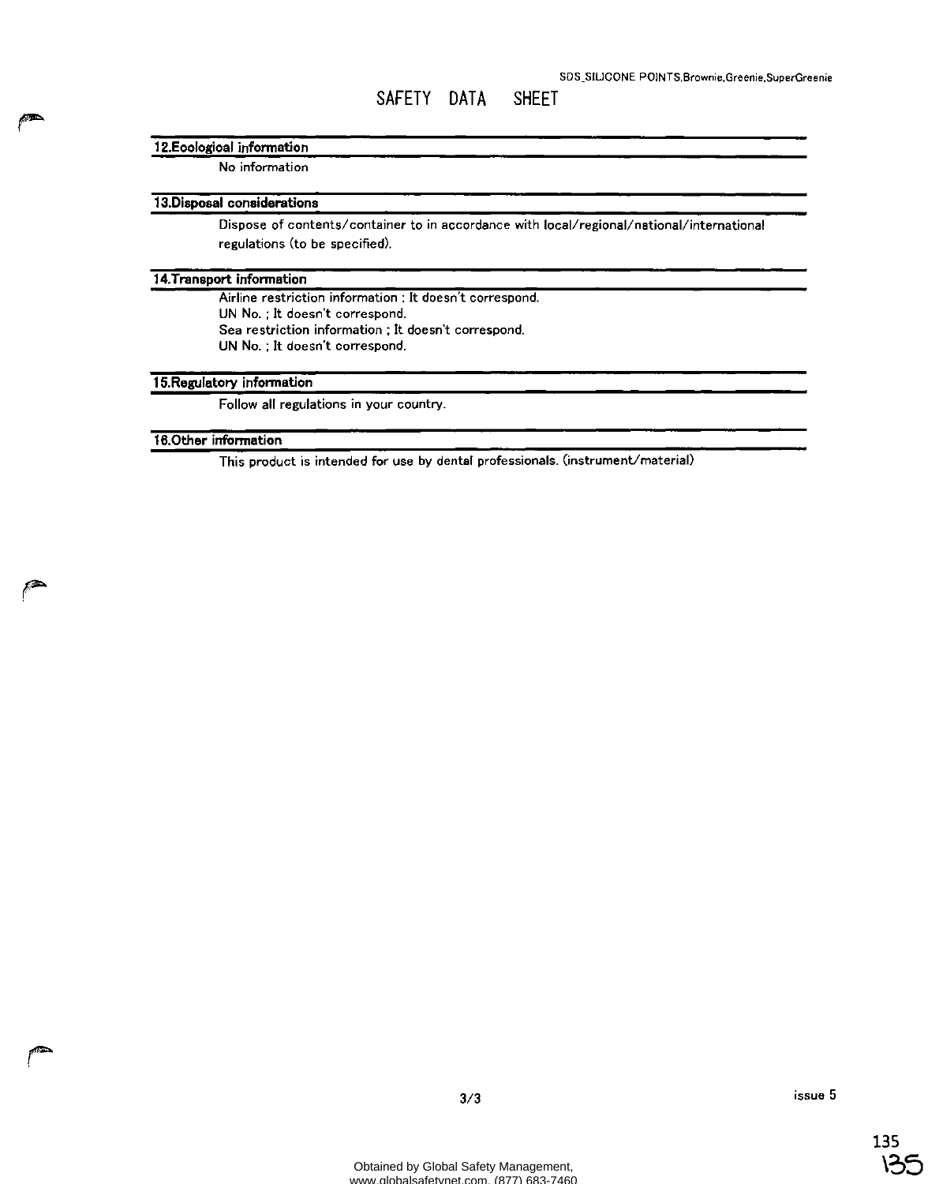# SAFETY DATA SHEET

## 12.Ecological information

No information

## 13.Disposal considerations

Dispose of contents/container to in accordance with local/regional/national/international regulations (to be specified).

## 14.Transport information

Airline restriction information ; It doesn't correspond.
UN No. ; It doesn't correspond.
Sea restriction information ; It doesn't correspond.
UN No. ; It doesn't correspond.

## 15.Regulatory information

Follow all regulations in your country.

## 16.Other information

This product is intended for use by dental professionals. (instrument/material)

issue 5

Obtained by Global Safety Management, www.globalsafetynet.com, (877) 683-7460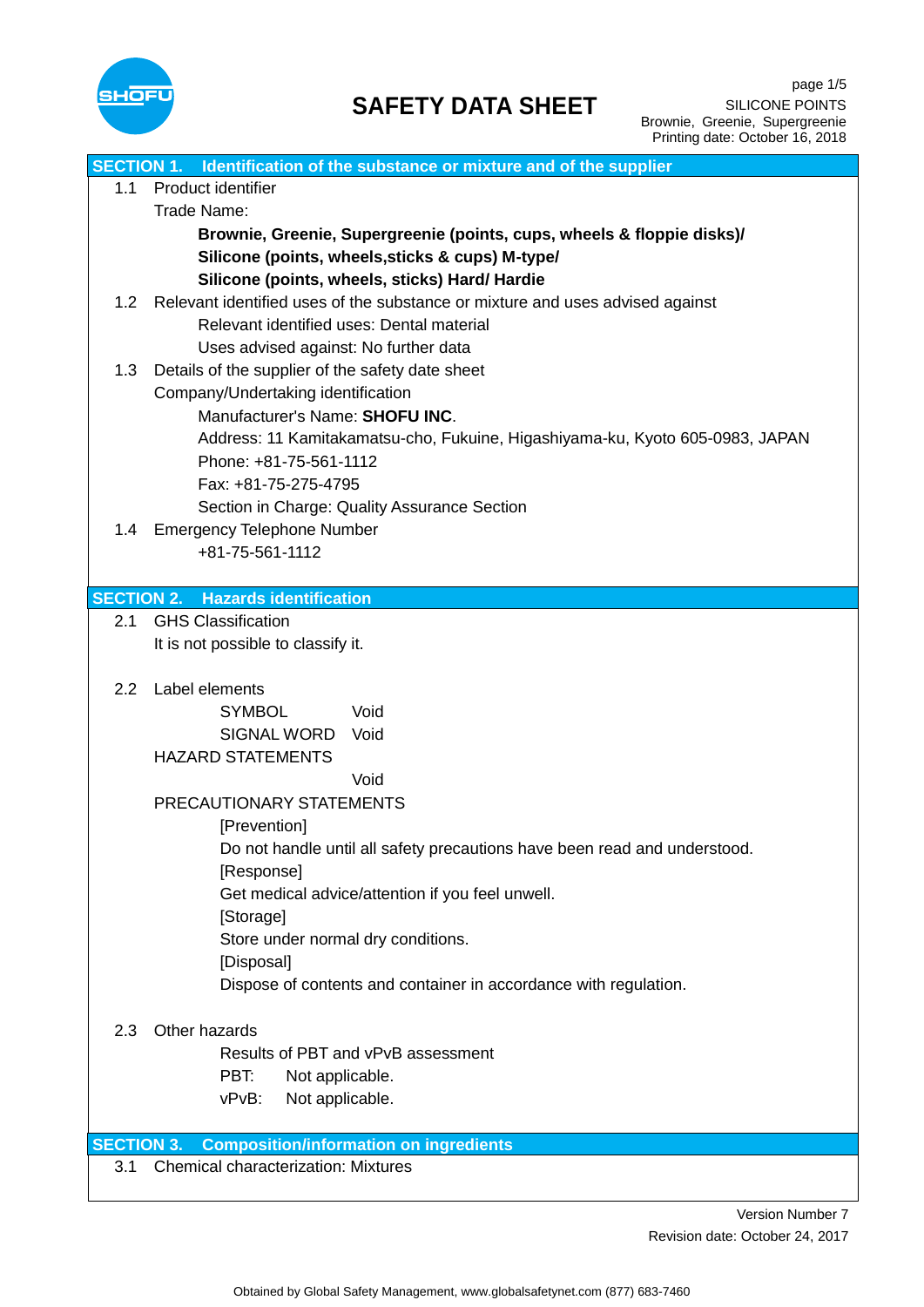# SAFETY DATA SHEET

SILICONE POINTS
Brownie, Greenie, Supergreenie
Printing date: October 16, 2018

## SECTION 1. Identification of the substance or mixture and of the supplier

1.1 Product identifier

Trade Name:

**Brownie, Greenie, Supergreenie (points, cups, wheels & floppie disks)/**
**Silicone (points, wheels,sticks & cups) M-type/**
**Silicone (points, wheels, sticks) Hard/ Hardie**

1.2 Relevant identified uses of the substance or mixture and uses advised against

Relevant identified uses: Dental material
Uses advised against: No further data

1.3 Details of the supplier of the safety date sheet

Company/Undertaking identification

Manufacturer's Name: **SHOFU INC**.
Address: 11 Kamitakamatsu-cho, Fukuine, Higashiyama-ku, Kyoto 605-0983, JAPAN
Phone: +81-75-561-1112
Fax: +81-75-275-4795
Section in Charge: Quality Assurance Section

1.4 Emergency Telephone Number

+81-75-561-1112

## SECTION 2. Hazards identification

2.1 GHS Classification

It is not possible to classify it.

2.2 Label elements

SYMBOL Void
SIGNAL WORD Void

HAZARD STATEMENTS

Void

PRECAUTIONARY STATEMENTS

[Prevention]
Do not handle until all safety precautions have been read and understood.
[Response]
Get medical advice/attention if you feel unwell.
[Storage]
Store under normal dry conditions.
[Disposal]
Dispose of contents and container in accordance with regulation.

2.3 Other hazards

Results of PBT and vPvB assessment
PBT: Not applicable.
vPvB: Not applicable.

## SECTION 3. Composition/information on ingredients

3.1 Chemical characterization: Mixtures

Version Number 7
Revision date: October 24, 2017

Obtained by Global Safety Management, www.globalsafetynet.com (877) 683-7460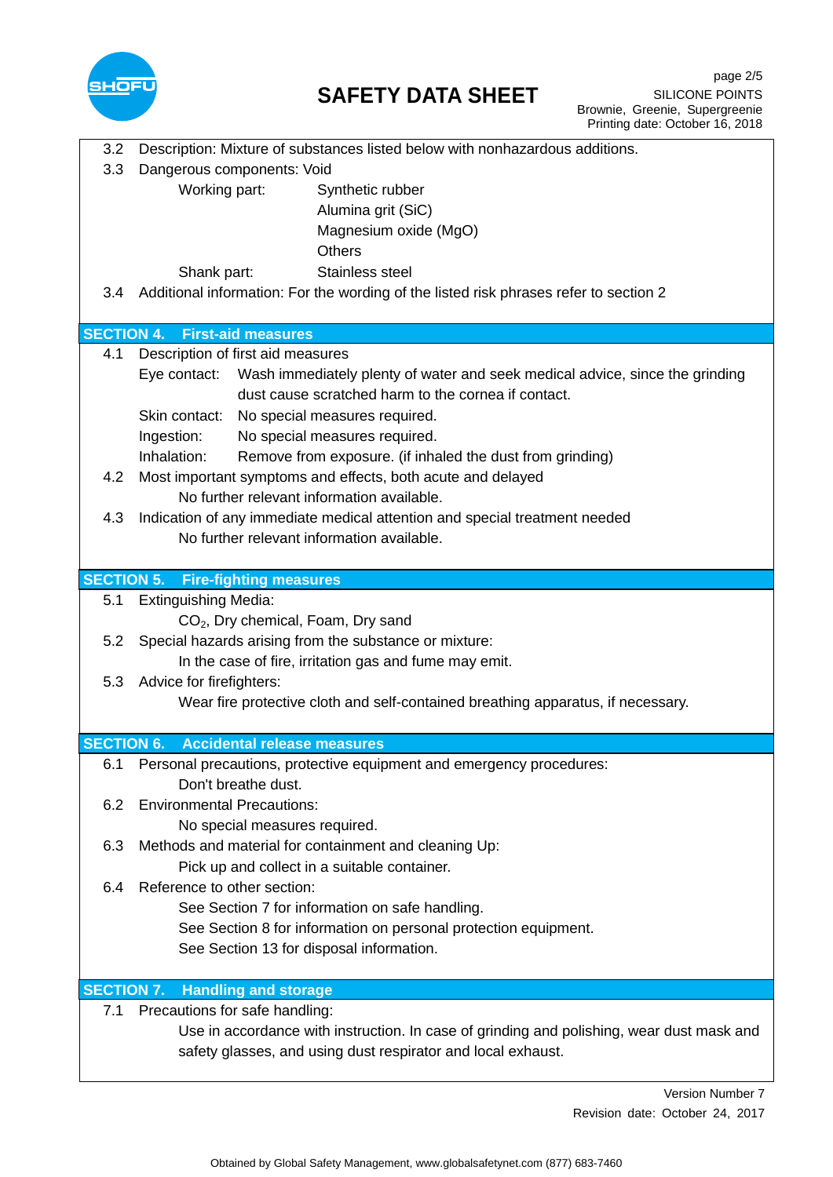3.2 Description: Mixture of substances listed below with nonhazardous additions.

3.3 Dangerous components: Void

| | |
|---|---|
| Working part: | Synthetic rubber |
| | Alumina grit (SiC) |
| | Magnesium oxide (MgO) |
| | Others |
| Shank part: | Stainless steel |

3.4 Additional information: For the wording of the listed risk phrases refer to section 2

## SECTION 4. First-aid measures

4.1 Description of first aid measures

- Eye contact: Wash immediately plenty of water and seek medical advice, since the grinding dust cause scratched harm to the cornea if contact.
- Skin contact: No special measures required.
- Ingestion: No special measures required.
- Inhalation: Remove from exposure. (if inhaled the dust from grinding)

4.2 Most important symptoms and effects, both acute and delayed

No further relevant information available.

4.3 Indication of any immediate medical attention and special treatment needed

No further relevant information available.

## SECTION 5. Fire-fighting measures

5.1 Extinguishing Media:

$CO_2$, Dry chemical, Foam, Dry sand

5.2 Special hazards arising from the substance or mixture:

In the case of fire, irritation gas and fume may emit.

5.3 Advice for firefighters:

Wear fire protective cloth and self-contained breathing apparatus, if necessary.

## SECTION 6. Accidental release measures

6.1 Personal precautions, protective equipment and emergency procedures:

Don't breathe dust.

6.2 Environmental Precautions:

No special measures required.

6.3 Methods and material for containment and cleaning Up:

Pick up and collect in a suitable container.

6.4 Reference to other section:

See Section 7 for information on safe handling.
See Section 8 for information on personal protection equipment.
See Section 13 for disposal information.

## SECTION 7. Handling and storage

7.1 Precautions for safe handling:

Use in accordance with instruction. In case of grinding and polishing, wear dust mask and safety glasses, and using dust respirator and local exhaust.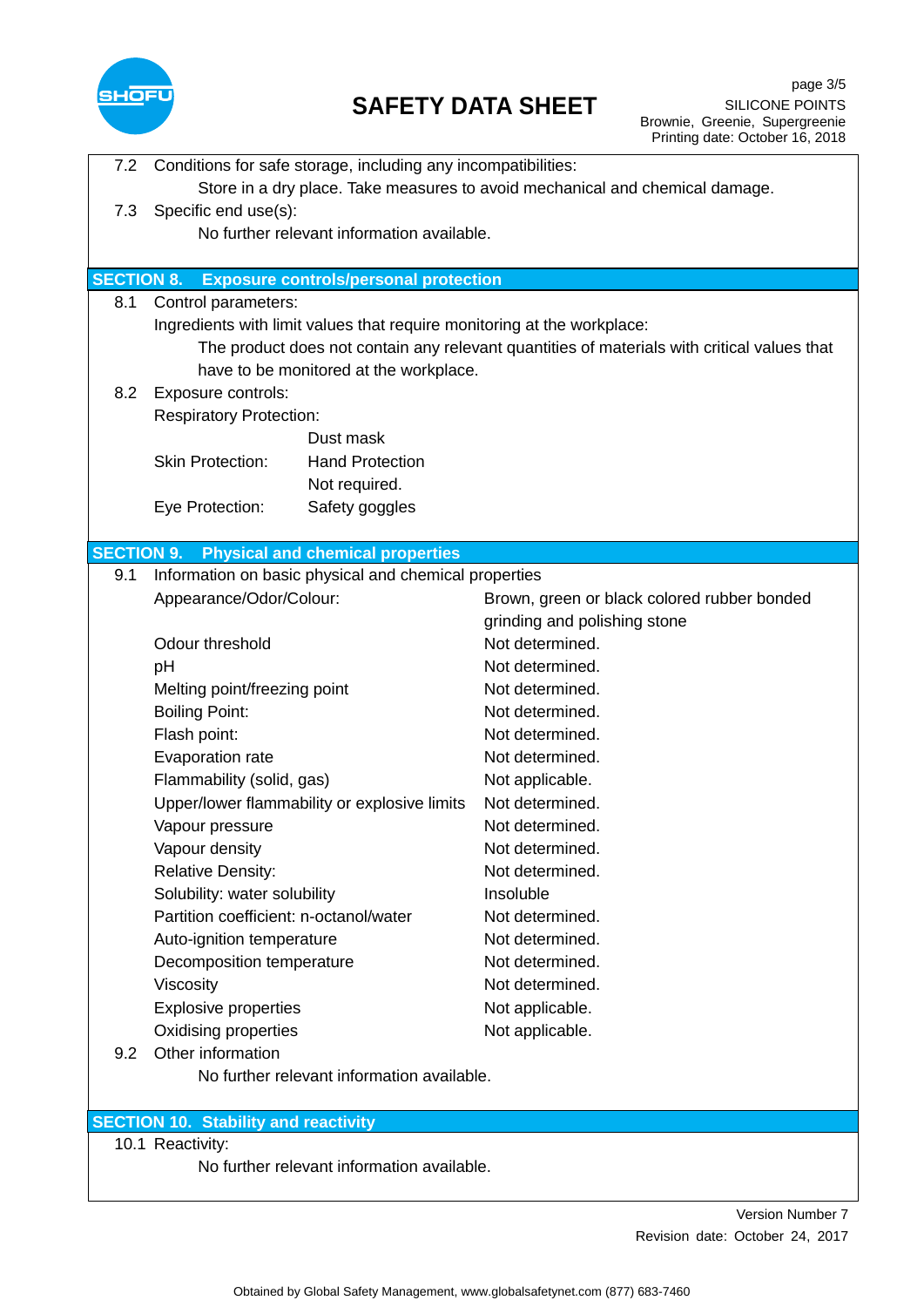7.2 Conditions for safe storage, including any incompatibilities:

Store in a dry place. Take measures to avoid mechanical and chemical damage.

7.3 Specific end use(s):

No further relevant information available.

## SECTION 8. Exposure controls/personal protection

8.1 Control parameters:

Ingredients with limit values that require monitoring at the workplace:

The product does not contain any relevant quantities of materials with critical values that have to be monitored at the workplace.

8.2 Exposure controls:

Respiratory Protection:

Dust mask

Skin Protection: Hand Protection

Not required.

Eye Protection: Safety goggles

## SECTION 9. Physical and chemical properties

9.1 Information on basic physical and chemical properties

| Property | Value |
|---|---|
| Appearance/Odor/Colour: | Brown, green or black colored rubber bonded grinding and polishing stone |
| Odour threshold | Not determined. |
| pH | Not determined. |
| Melting point/freezing point | Not determined. |
| Boiling Point: | Not determined. |
| Flash point: | Not determined. |
| Evaporation rate | Not determined. |
| Flammability (solid, gas) | Not applicable. |
| Upper/lower flammability or explosive limits | Not determined. |
| Vapour pressure | Not determined. |
| Vapour density | Not determined. |
| Relative Density: | Not determined. |
| Solubility: water solubility | Insoluble |
| Partition coefficient: n-octanol/water | Not determined. |
| Auto-ignition temperature | Not determined. |
| Decomposition temperature | Not determined. |
| Viscosity | Not determined. |
| Explosive properties | Not applicable. |
| Oxidising properties | Not applicable. |

9.2 Other information

No further relevant information available.

## SECTION 10. Stability and reactivity

10.1 Reactivity:

No further relevant information available.

Version Number 7

Revision date: October 24, 2017

Obtained by Global Safety Management, www.globalsafetynet.com (877) 683-7460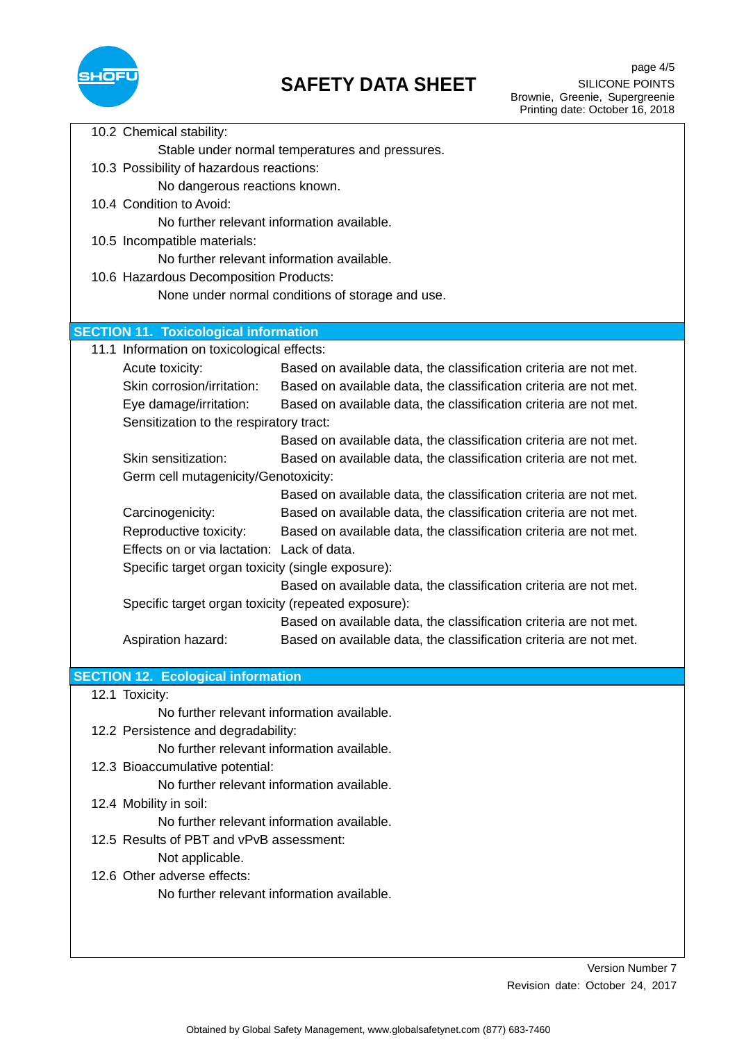10.2 Chemical stability:

Stable under normal temperatures and pressures.

10.3 Possibility of hazardous reactions:

No dangerous reactions known.

10.4 Condition to Avoid:

No further relevant information available.

10.5 Incompatible materials:

No further relevant information available.

10.6 Hazardous Decomposition Products:

None under normal conditions of storage and use.

## SECTION 11. Toxicological information

11.1 Information on toxicological effects:

Acute toxicity: Based on available data, the classification criteria are not met.

Skin corrosion/irritation: Based on available data, the classification criteria are not met.

Eye damage/irritation: Based on available data, the classification criteria are not met.

Sensitization to the respiratory tract:

Based on available data, the classification criteria are not met.

Skin sensitization: Based on available data, the classification criteria are not met.

Germ cell mutagenicity/Genotoxicity:

Based on available data, the classification criteria are not met.

Carcinogenicity: Based on available data, the classification criteria are not met.

Reproductive toxicity: Based on available data, the classification criteria are not met.

Effects on or via lactation: Lack of data.

Specific target organ toxicity (single exposure):

Based on available data, the classification criteria are not met.

Specific target organ toxicity (repeated exposure):

Based on available data, the classification criteria are not met.

Aspiration hazard: Based on available data, the classification criteria are not met.

## SECTION 12. Ecological information

12.1 Toxicity:

No further relevant information available.

12.2 Persistence and degradability:

No further relevant information available.

12.3 Bioaccumulative potential:

No further relevant information available.

12.4 Mobility in soil:

No further relevant information available.

12.5 Results of PBT and vPvB assessment:

Not applicable.

12.6 Other adverse effects:

No further relevant information available.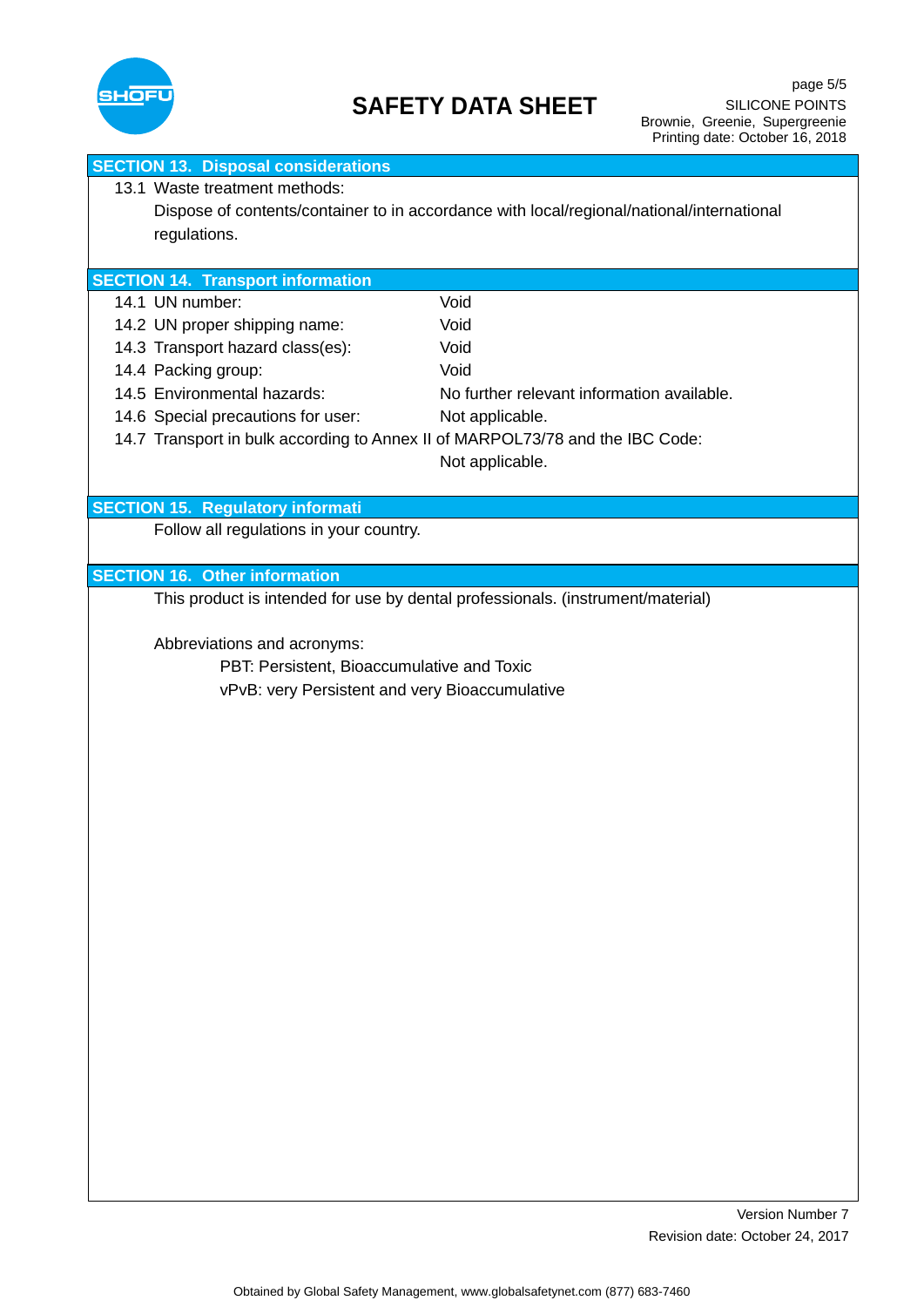## SECTION 13. Disposal considerations

13.1 Waste treatment methods:

Dispose of contents/container to in accordance with local/regional/national/international regulations.

## SECTION 14. Transport information

| | |
|---|---|
| 14.1 UN number: | Void |
| 14.2 UN proper shipping name: | Void |
| 14.3 Transport hazard class(es): | Void |
| 14.4 Packing group: | Void |
| 14.5 Environmental hazards: | No further relevant information available. |
| 14.6 Special precautions for user: | Not applicable. |

14.7 Transport in bulk according to Annex II of MARPOL73/78 and the IBC Code:

Not applicable.

## SECTION 15. Regulatory informati

Follow all regulations in your country.

## SECTION 16. Other information

This product is intended for use by dental professionals. (instrument/material)

Abbreviations and acronyms:

- PBT: Persistent, Bioaccumulative and Toxic
- vPvB: very Persistent and very Bioaccumulative

Version Number 7

Revision date: October 24, 2017

Obtained by Global Safety Management, www.globalsafetynet.com (877) 683-7460